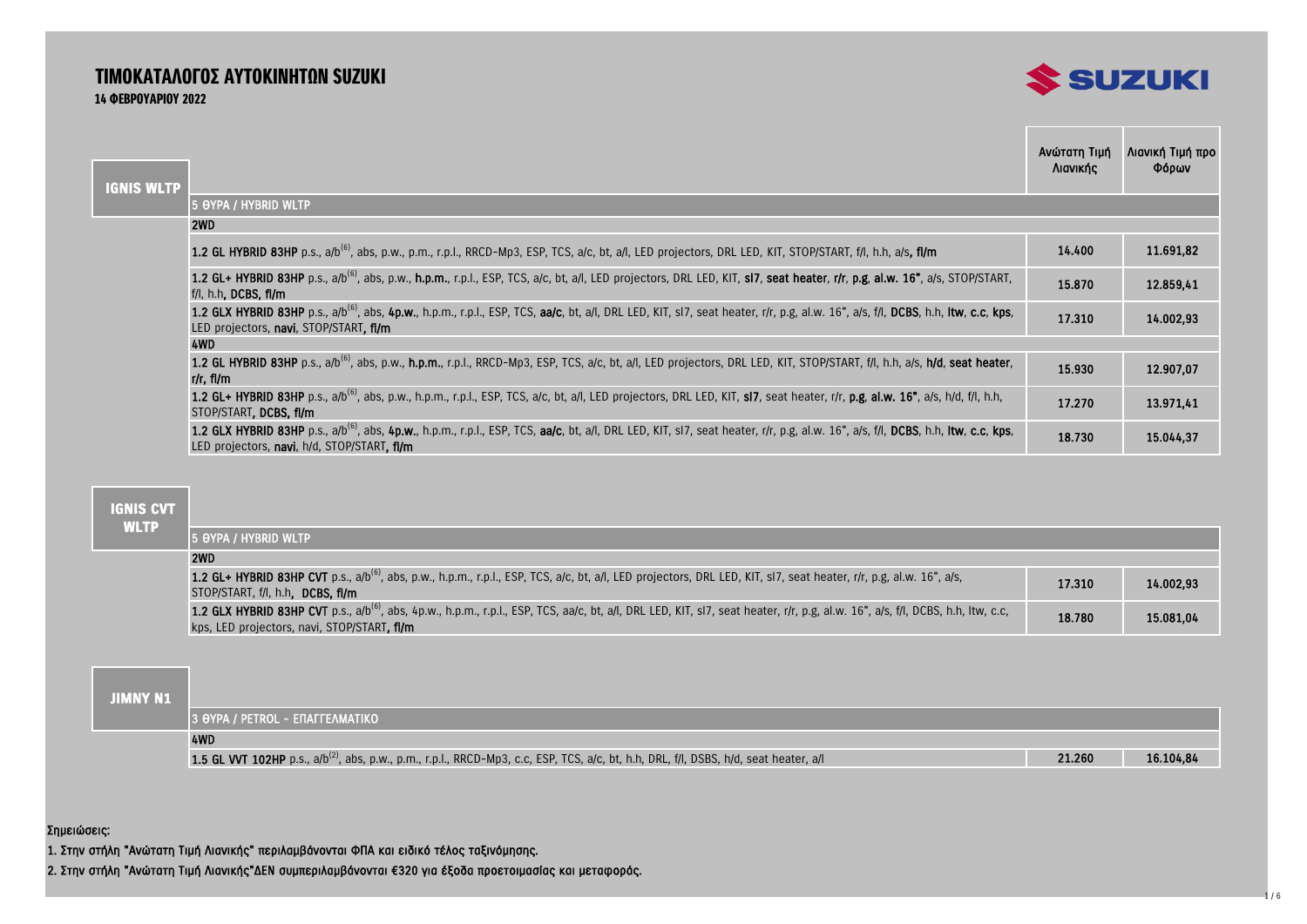# ΤΙΜΟΚΑΤΑΛΟΓΟΣ ΑΥΤΟΚΙΝΗΤΩΝ SUZUKI

**14 ΦΕΒΡΟΥΑΡΙΟΥ 2022**

## IGNIS WLTP

| | Ανώτατη Τιμή Λιανικής | Λιανική Τιμή προ Φόρων |
|---|---|---|
| **5 ΘΥΡΑ / HYBRID WLTP** | | |
| **2WD** | | |
| **1.2 GL HYBRID 83HP** p.s., a/b[6], abs, p.w., p.m., r.p.l., RRCD-Mp3, ESP, TCS, a/c, bt, a/l, LED projectors, DRL LED, KIT, STOP/START, f/l, h.h, a/s, **fl/m** | 14.400 | 11.691,82 |
| **1.2 GL+ HYBRID 83HP** p.s., a/b[6], abs, p.w., **h.p.m.**, r.p.l., ESP, TCS, a/c, bt, a/l, LED projectors, DRL LED, KIT, **sl7**, **seat heater**, **r/r**, **p.g**, **al.w. 16"**, a/s, STOP/START, f/l, h.h, **DCBS**, **fl/m** | 15.870 | 12.859,41 |
| **1.2 GLX HYBRID 83HP** p.s., a/b[6], abs, **4p.w.**, h.p.m., r.p.l., ESP, TCS, **aa/c**, bt, a/l, DRL LED, KIT, sl7, seat heater, r/r, p.g, al.w. 16", a/s, f/l, **DCBS**, h.h, **ltw**, **c.c**, **kps**, LED projectors, **navi**, STOP/START, **fl/m** | 17.310 | 14.002,93 |
| **4WD** | | |
| **1.2 GL HYBRID 83HP** p.s., a/b[6], abs, p.w., **h.p.m.**, r.p.l., RRCD-Mp3, ESP, TCS, a/c, bt, a/l, LED projectors, DRL LED, KIT, STOP/START, f/l, h.h, a/s, **h/d**, **seat heater**, **r/r**, **fl/m** | 15.930 | 12.907,07 |
| **1.2 GL+ HYBRID 83HP** p.s., a/b[6], abs, p.w., h.p.m., r.p.l., ESP, TCS, a/c, bt, a/l, LED projectors, DRL LED, KIT, **sl7**, seat heater, r/r, **p.g**, **al.w. 16"**, a/s, h/d, f/l, h.h, STOP/START, **DCBS**, **fl/m** | 17.270 | 13.971,41 |
| **1.2 GLX HYBRID 83HP** p.s., a/b[6], abs, **4p.w.**, h.p.m., r.p.l., ESP, TCS, **aa/c**, bt, a/l, DRL LED, KIT, sl7, seat heater, r/r, p.g, al.w. 16", a/s, f/l, **DCBS**, h.h, **ltw**, **c.c**, **kps**, LED projectors, **navi**, h/d, STOP/START, **fl/m** | 18.730 | 15.044,37 |

## IGNIS CVT WLTP

| | Ανώτατη Τιμή Λιανικής | Λιανική Τιμή προ Φόρων |
|---|---|---|
| **5 ΘΥΡΑ / HYBRID WLTP** | | |
| **2WD** | | |
| **1.2 GL+ HYBRID 83HP CVT** p.s., a/b[6], abs, p.w., h.p.m., r.p.l., ESP, TCS, a/c, bt, a/l, LED projectors, DRL LED, KIT, sl7, seat heater, r/r, p.g, al.w. 16", a/s, STOP/START, f/l, h.h, **DCBS**, **fl/m** | 17.310 | 14.002,93 |
| **1.2 GLX HYBRID 83HP CVT** p.s., a/b[6], abs, 4p.w., h.p.m., r.p.l., ESP, TCS, aa/c, bt, a/l, DRL LED, KIT, sl7, seat heater, r/r, p.g, al.w. 16", a/s, f/l, DCBS, h.h, ltw, c.c, kps, LED projectors, navi, STOP/START, **fl/m** | 18.780 | 15.081,04 |

## JIMNY N1

| | Ανώτατη Τιμή Λιανικής | Λιανική Τιμή προ Φόρων |
|---|---|---|
| **3 ΘΥΡΑ / PETROL - ΕΠΑΓΓΕΛΜΑΤΙΚΟ** | | |
| **4WD** | | |
| **1.5 GL VVT 102HP** p.s., a/b[2], abs, p.w., p.m., r.p.l., RRCD-Mp3, c.c, ESP, TCS, a/c, bt, h.h, DRL, f/l, DSBS, h/d, seat heater, a/l | 21.260 | 16.104,84 |

Σημειώσεις:

1. Στην στήλη "Ανώτατη Τιμή Λιανικής" περιλαμβάνονται ΦΠΑ και ειδικό τέλος ταξινόμησης.
2. Στην στήλη "Ανώτατη Τιμή Λιανικής"ΔΕΝ συμπεριλαμβάνονται €320 για έξοδα προετοιμασίας και μεταφοράς.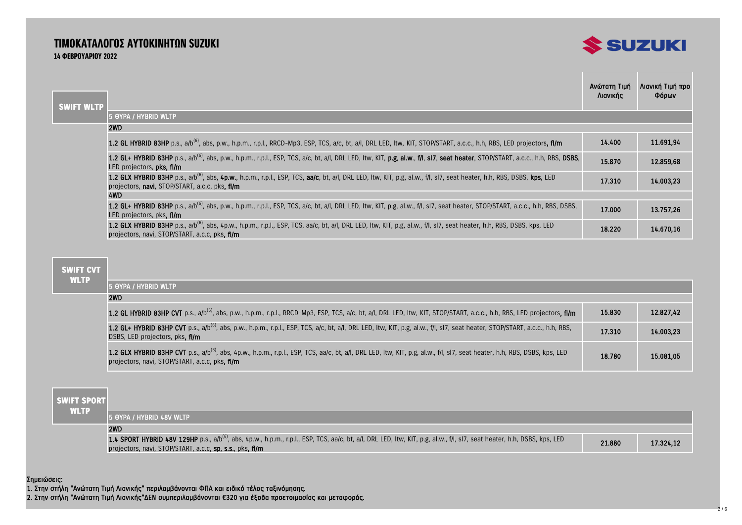# ΤΙΜΟΚΑΤΑΛΟΓΟΣ ΑΥΤΟΚΙΝΗΤΩΝ SUZUKI

**14 ΦΕΒΡΟΥΑΡΙΟΥ 2022**

## SWIFT WLTP

| | Ανώτατη Τιμή Λιανικής | Λιανική Τιμή προ Φόρων |
|---|---|---|
| **5 ΘΥΡΑ / HYBRID WLTP** | | |
| **2WD** | | |
| **1.2 GL HYBRID 83HP** p.s., a/b[6], abs, p.w., h.p.m., r.p.l., RRCD-Mp3, ESP, TCS, a/c, bt, a/l, DRL LED, ltw, KIT, STOP/START, a.c.c., h.h, RBS, LED projectors, **fl/m** | 14.400 | 11.691,94 |
| **1.2 GL+ HYBRID 83HP** p.s., a/b[6], abs, p.w., h.p.m., r.p.l., ESP, TCS, a/c, bt, a/l, DRL LED, ltw, KIT, **p.g**, **al.w.**, **f/l**, **sl7**, **seat heater**, STOP/START, a.c.c., h.h, RBS, **DSBS**, LED projectors, **pks**, **fl/m** | 15.870 | 12.859,68 |
| **1.2 GLX HYBRID 83HP** p.s., a/b[6], abs, **4p.w.**, h.p.m., r.p.l., ESP, TCS, **aa/c**, bt, a/l, DRL LED, ltw, KIT, p.g, al.w., f/l, sl7, seat heater, h.h, RBS, DSBS, **kps**, LED projectors, **navi**, STOP/START, a.c.c, pks, **fl/m** | 17.310 | 14.003,23 |
| **4WD** | | |
| **1.2 GL+ HYBRID 83HP** p.s., a/b[6], abs, p.w., h.p.m., r.p.l., ESP, TCS, a/c, bt, a/l, DRL LED, ltw, KIT, p.g, al.w., f/l, sl7, seat heater, STOP/START, a.c.c., h.h, RBS, DSBS, LED projectors, pks, **fl/m** | 17.000 | 13.757,26 |
| **1.2 GLX HYBRID 83HP** p.s., a/b[6], abs, 4p.w., h.p.m., r.p.l., ESP, TCS, aa/c, bt, a/l, DRL LED, ltw, KIT, p.g, al.w., f/l, sl7, seat heater, h.h, RBS, DSBS, kps, LED projectors, navi, STOP/START, a.c.c, pks, **fl/m** | 18.220 | 14.670,16 |

## SWIFT CVT WLTP

| | Ανώτατη Τιμή Λιανικής | Λιανική Τιμή προ Φόρων |
|---|---|---|
| **5 ΘΥΡΑ / HYBRID WLTP** | | |
| **2WD** | | |
| **1.2 GL HYBRID 83HP CVT** p.s., a/b[6], abs, p.w., h.p.m., r.p.l., RRCD-Mp3, ESP, TCS, a/c, bt, a/l, DRL LED, ltw, KIT, STOP/START, a.c.c., h.h, RBS, LED projectors, **fl/m** | 15.830 | 12.827,42 |
| **1.2 GL+ HYBRID 83HP CVT** p.s., a/b[6], abs, p.w., h.p.m., r.p.l., ESP, TCS, a/c, bt, a/l, DRL LED, ltw, KIT, p.g, al.w., f/l, sl7, seat heater, STOP/START, a.c.c., h.h, RBS, DSBS, LED projectors, pks, **fl/m** | 17.310 | 14.003,23 |
| **1.2 GLX HYBRID 83HP CVT** p.s., a/b[6], abs, 4p.w., h.p.m., r.p.l., ESP, TCS, aa/c, bt, a/l, DRL LED, ltw, KIT, p.g, al.w., f/l, sl7, seat heater, h.h, RBS, DSBS, kps, LED projectors, navi, STOP/START, a.c.c, pks, **fl/m** | 18.780 | 15.081,05 |

## SWIFT SPORT WLTP

| | Ανώτατη Τιμή Λιανικής | Λιανική Τιμή προ Φόρων |
|---|---|---|
| **5 ΘΥΡΑ / HYBRID 48V WLTP** | | |
| **2WD** | | |
| **1.4 SPORT HYBRID 48V 129HP** p.s., a/b[6], abs, 4p.w., h.p.m., r.p.l., ESP, TCS, aa/c, bt, a/l, DRL LED, ltw, KIT, p.g, al.w., f/l, sl7, seat heater, h.h, DSBS, kps, LED projectors, navi, STOP/START, a.c.c, **sp**, **s.s.**, pks, **fl/m** | 21.880 | 17.324,12 |

**Σημειώσεις:**

1. Στην στήλη "Ανώτατη Τιμή Λιανικής" περιλαμβάνονται ΦΠΑ και ειδικό τέλος ταξινόμησης.
2. Στην στήλη "Ανώτατη Τιμή Λιανικής"ΔΕΝ συμπεριλαμβάνονται €320 για έξοδα προετοιμασίας και μεταφοράς.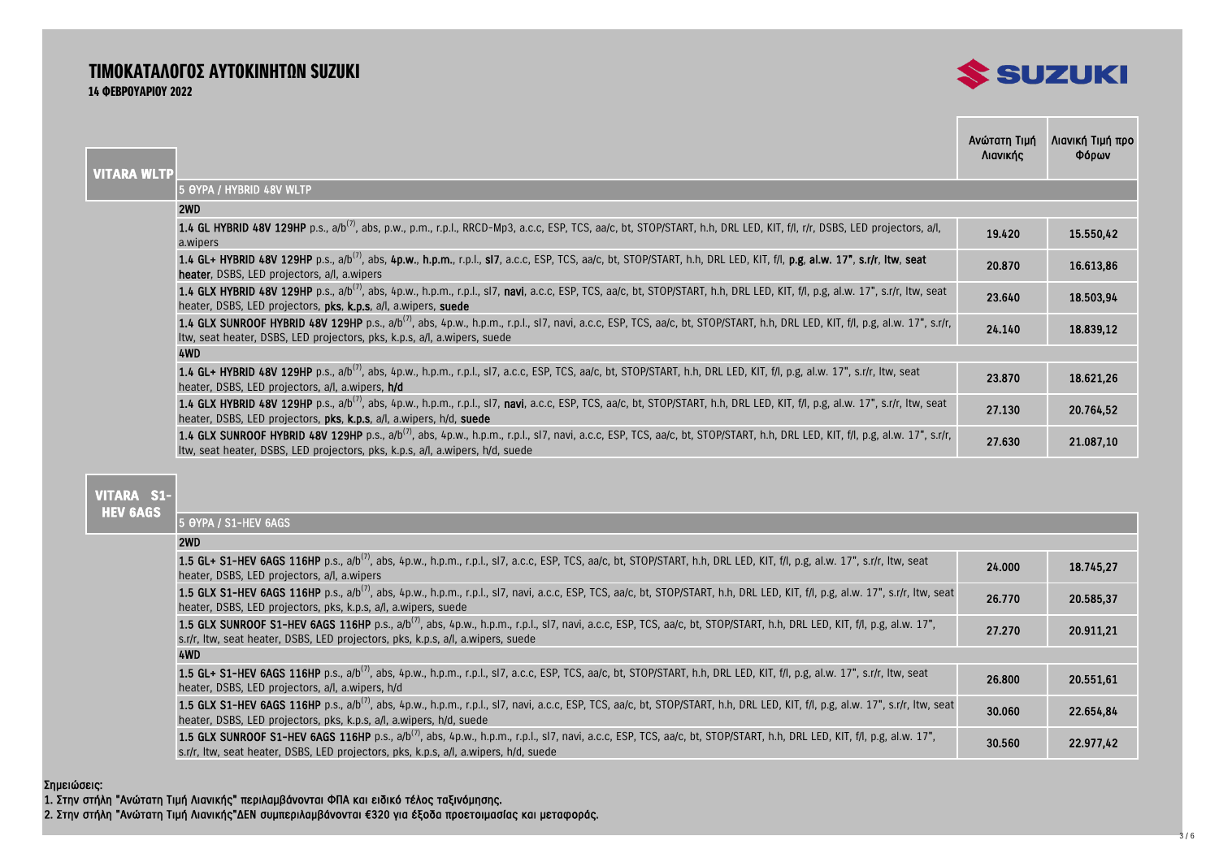# ΤΙΜΟΚΑΤΑΛΟΓΟΣ ΑΥΤΟΚΙΝΗΤΩΝ SUZUKI

**14 ΦΕΒΡΟΥΑΡΙΟΥ 2022**

## VITARA WLTP

| | Ανώτατη Τιμή Λιανικής | Λιανική Τιμή προ Φόρων |
|---|---|---|
| **5 ΘΥΡΑ / HYBRID 48V WLTP** | | |
| **2WD** | | |
| **1.4 GL HYBRID 48V 129HP** p.s., a/b[7], abs, p.w., p.m., r.p.l., RRCD-Mp3, a.c.c, ESP, TCS, aa/c, bt, STOP/START, h.h, DRL LED, KIT, f/l, r/r, DSBS, LED projectors, a/l, a.wipers | 19.420 | 15.550,42 |
| **1.4 GL+ HYBRID 48V 129HP** p.s., a/b[7], abs, **4p.w.**, **h.p.m.**, r.p.l., **sl7**, a.c.c, ESP, TCS, aa/c, bt, STOP/START, h.h, DRL LED, KIT, f/l, **p.g**, **al.w. 17"**, **s.r/r**, **ltw**, **seat heater**, DSBS, LED projectors, a/l, a.wipers | 20.870 | 16.613,86 |
| **1.4 GLX HYBRID 48V 129HP** p.s., a/b[7], abs, 4p.w., h.p.m., r.p.l., sl7, **navi**, a.c.c, ESP, TCS, aa/c, bt, STOP/START, h.h, DRL LED, KIT, f/l, p.g, al.w. 17", s.r/r, ltw, seat heater, DSBS, LED projectors, **pks**, **k.p.s**, a/l, a.wipers, **suede** | 23.640 | 18.503,94 |
| **1.4 GLX SUNROOF HYBRID 48V 129HP** p.s., a/b[7], abs, 4p.w., h.p.m., r.p.l., sl7, navi, a.c.c, ESP, TCS, aa/c, bt, STOP/START, h.h, DRL LED, KIT, f/l, p.g, al.w. 17", s.r/r, ltw, seat heater, DSBS, LED projectors, pks, k.p.s, a/l, a.wipers, suede | 24.140 | 18.839,12 |
| **4WD** | | |
| **1.4 GL+ HYBRID 48V 129HP** p.s., a/b[7], abs, 4p.w., h.p.m., r.p.l., sl7, a.c.c, ESP, TCS, aa/c, bt, STOP/START, h.h, DRL LED, KIT, f/l, p.g, al.w. 17", s.r/r, ltw, seat heater, DSBS, LED projectors, a/l, a.wipers, **h/d** | 23.870 | 18.621,26 |
| **1.4 GLX HYBRID 48V 129HP** p.s., a/b[7], abs, 4p.w., h.p.m., r.p.l., sl7, **navi**, a.c.c, ESP, TCS, aa/c, bt, STOP/START, h.h, DRL LED, KIT, f/l, p.g, al.w. 17", s.r/r, ltw, seat heater, DSBS, LED projectors, **pks**, **k.p.s**, a/l, a.wipers, h/d, **suede** | 27.130 | 20.764,52 |
| **1.4 GLX SUNROOF HYBRID 48V 129HP** p.s., a/b[7], abs, 4p.w., h.p.m., r.p.l., sl7, navi, a.c.c, ESP, TCS, aa/c, bt, STOP/START, h.h, DRL LED, KIT, f/l, p.g, al.w. 17", s.r/r, ltw, seat heater, DSBS, LED projectors, pks, k.p.s, a/l, a.wipers, h/d, suede | 27.630 | 21.087,10 |

## VITARA S1-HEV 6AGS

| | Ανώτατη Τιμή Λιανικής | Λιανική Τιμή προ Φόρων |
|---|---|---|
| **5 ΘΥΡΑ / S1-HEV 6AGS** | | |
| **2WD** | | |
| **1.5 GL+ S1-HEV 6AGS 116HP** p.s., a/b[7], abs, 4p.w., h.p.m., r.p.l., sl7, a.c.c, ESP, TCS, aa/c, bt, STOP/START, h.h, DRL LED, KIT, f/l, p.g, al.w. 17", s.r/r, ltw, seat heater, DSBS, LED projectors, a/l, a.wipers | 24.000 | 18.745,27 |
| **1.5 GLX S1-HEV 6AGS 116HP** p.s., a/b[7], abs, 4p.w., h.p.m., r.p.l., sl7, navi, a.c.c, ESP, TCS, aa/c, bt, STOP/START, h.h, DRL LED, KIT, f/l, p.g, al.w. 17", s.r/r, ltw, seat heater, DSBS, LED projectors, pks, k.p.s, a/l, a.wipers, suede | 26.770 | 20.585,37 |
| **1.5 GLX SUNROOF S1-HEV 6AGS 116HP** p.s., a/b[7], abs, 4p.w., h.p.m., r.p.l., sl7, navi, a.c.c, ESP, TCS, aa/c, bt, STOP/START, h.h, DRL LED, KIT, f/l, p.g, al.w. 17", s.r/r, ltw, seat heater, DSBS, LED projectors, pks, k.p.s, a/l, a.wipers, suede | 27.270 | 20.911,21 |
| **4WD** | | |
| **1.5 GL+ S1-HEV 6AGS 116HP** p.s., a/b[7], abs, 4p.w., h.p.m., r.p.l., sl7, a.c.c, ESP, TCS, aa/c, bt, STOP/START, h.h, DRL LED, KIT, f/l, p.g, al.w. 17", s.r/r, ltw, seat heater, DSBS, LED projectors, a/l, a.wipers, h/d | 26.800 | 20.551,61 |
| **1.5 GLX S1-HEV 6AGS 116HP** p.s., a/b[7], abs, 4p.w., h.p.m., r.p.l., sl7, navi, a.c.c, ESP, TCS, aa/c, bt, STOP/START, h.h, DRL LED, KIT, f/l, p.g, al.w. 17", s.r/r, ltw, seat heater, DSBS, LED projectors, pks, k.p.s, a/l, a.wipers, h/d, suede | 30.060 | 22.654,84 |
| **1.5 GLX SUNROOF S1-HEV 6AGS 116HP** p.s., a/b[7], abs, 4p.w., h.p.m., r.p.l., sl7, navi, a.c.c, ESP, TCS, aa/c, bt, STOP/START, h.h, DRL LED, KIT, f/l, p.g, al.w. 17", s.r/r, ltw, seat heater, DSBS, LED projectors, pks, k.p.s, a/l, a.wipers, h/d, suede | 30.560 | 22.977,42 |

Σημειώσεις:

1. Στην στήλη "Ανώτατη Τιμή Λιανικής" περιλαμβάνονται ΦΠΑ και ειδικό τέλος ταξινόμησης.
2. Στην στήλη "Ανώτατη Τιμή Λιανικής"ΔΕΝ συμπεριλαμβάνονται €320 για έξοδα προετοιμασίας και μεταφοράς.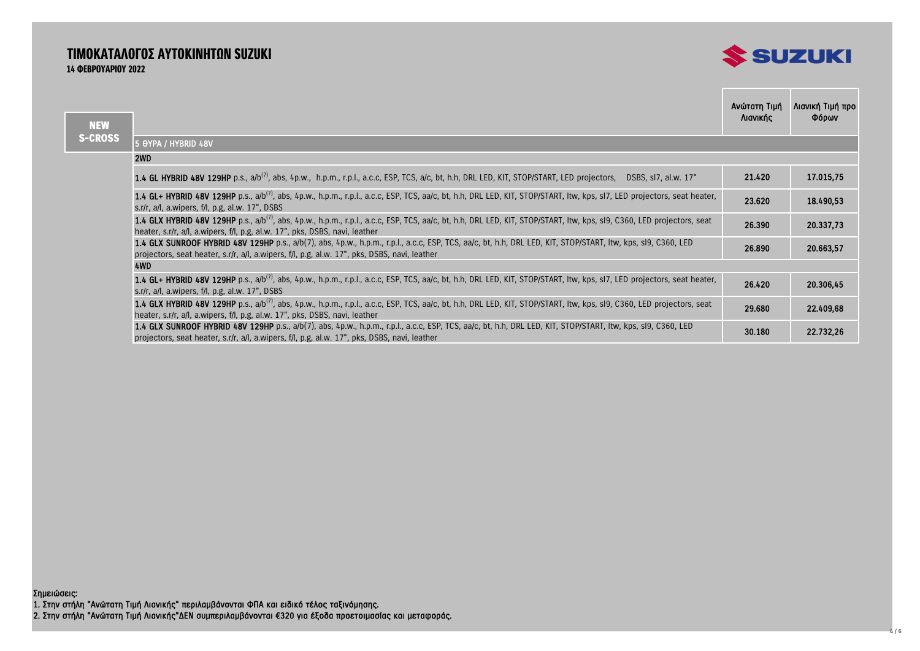# ΤΙΜΟΚΑΤΑΛΟΓΟΣ ΑΥΤΟΚΙΝΗΤΩΝ SUZUKI

**14 ΦΕΒΡΟΥΑΡΙΟΥ 2022**

## NEW S-CROSS

| 5 ΘΥΡΑ / HYBRID 48V | Ανώτατη Τιμή Λιανικής | Λιανική Τιμή προ Φόρων |
|---|---|---|
| **2WD** | | |
| **1.4 GL HYBRID 48V 129HP** p.s., a/b[7], abs, 4p.w., h.p.m., r.p.l., a.c.c, ESP, TCS, a/c, bt, h.h, DRL LED, KIT, STOP/START, LED projectors, DSBS, sl7, al.w. 17" | 21.420 | 17.015,75 |
| **1.4 GL+ HYBRID 48V 129HP** p.s., a/b[7], abs, 4p.w., h.p.m., r.p.l., a.c.c, ESP, TCS, aa/c, bt, h.h, DRL LED, KIT, STOP/START, ltw, kps, sl7, LED projectors, seat heater, s.r/r, a/l, a.wipers, f/l, p.g, al.w. 17", DSBS | 23.620 | 18.490,53 |
| **1.4 GLX HYBRID 48V 129HP** p.s., a/b[7], abs, 4p.w., h.p.m., r.p.l., a.c.c, ESP, TCS, aa/c, bt, h.h, DRL LED, KIT, STOP/START, ltw, kps, sl9, C360, LED projectors, seat heater, s.r/r, a/l, a.wipers, f/l, p.g, al.w. 17", pks, DSBS, navi, leather | 26.390 | 20.337,73 |
| **1.4 GLX SUNROOF HYBRID 48V 129HP** p.s., a/b(7), abs, 4p.w., h.p.m., r.p.l., a.c.c, ESP, TCS, aa/c, bt, h.h, DRL LED, KIT, STOP/START, ltw, kps, sl9, C360, LED projectors, seat heater, s.r/r, a/l, a.wipers, f/l, p.g, al.w. 17", pks, DSBS, navi, leather | 26.890 | 20.663,57 |
| **4WD** | | |
| **1.4 GL+ HYBRID 48V 129HP** p.s., a/b[7], abs, 4p.w., h.p.m., r.p.l., a.c.c, ESP, TCS, aa/c, bt, h.h, DRL LED, KIT, STOP/START, ltw, kps, sl7, LED projectors, seat heater, s.r/r, a/l, a.wipers, f/l, p.g, al.w. 17", DSBS | 26.420 | 20.306,45 |
| **1.4 GLX HYBRID 48V 129HP** p.s., a/b[7], abs, 4p.w., h.p.m., r.p.l., a.c.c, ESP, TCS, aa/c, bt, h.h, DRL LED, KIT, STOP/START, ltw, kps, sl9, C360, LED projectors, seat heater, s.r/r, a/l, a.wipers, f/l, p.g, al.w. 17", pks, DSBS, navi, leather | 29.680 | 22.409,68 |
| **1.4 GLX SUNROOF HYBRID 48V 129HP** p.s., a/b(7), abs, 4p.w., h.p.m., r.p.l., a.c.c, ESP, TCS, aa/c, bt, h.h, DRL LED, KIT, STOP/START, ltw, kps, sl9, C360, LED projectors, seat heater, s.r/r, a/l, a.wipers, f/l, p.g, al.w. 17", pks, DSBS, navi, leather | 30.180 | 22.732,26 |

Σημειώσεις:

1. Στην στήλη "Ανώτατη Τιμή Λιανικής" περιλαμβάνονται ΦΠΑ και ειδικό τέλος ταξινόμησης.
2. Στην στήλη "Ανώτατη Τιμή Λιανικής"ΔΕΝ συμπεριλαμβάνονται €320 για έξοδα προετοιμασίας και μεταφοράς.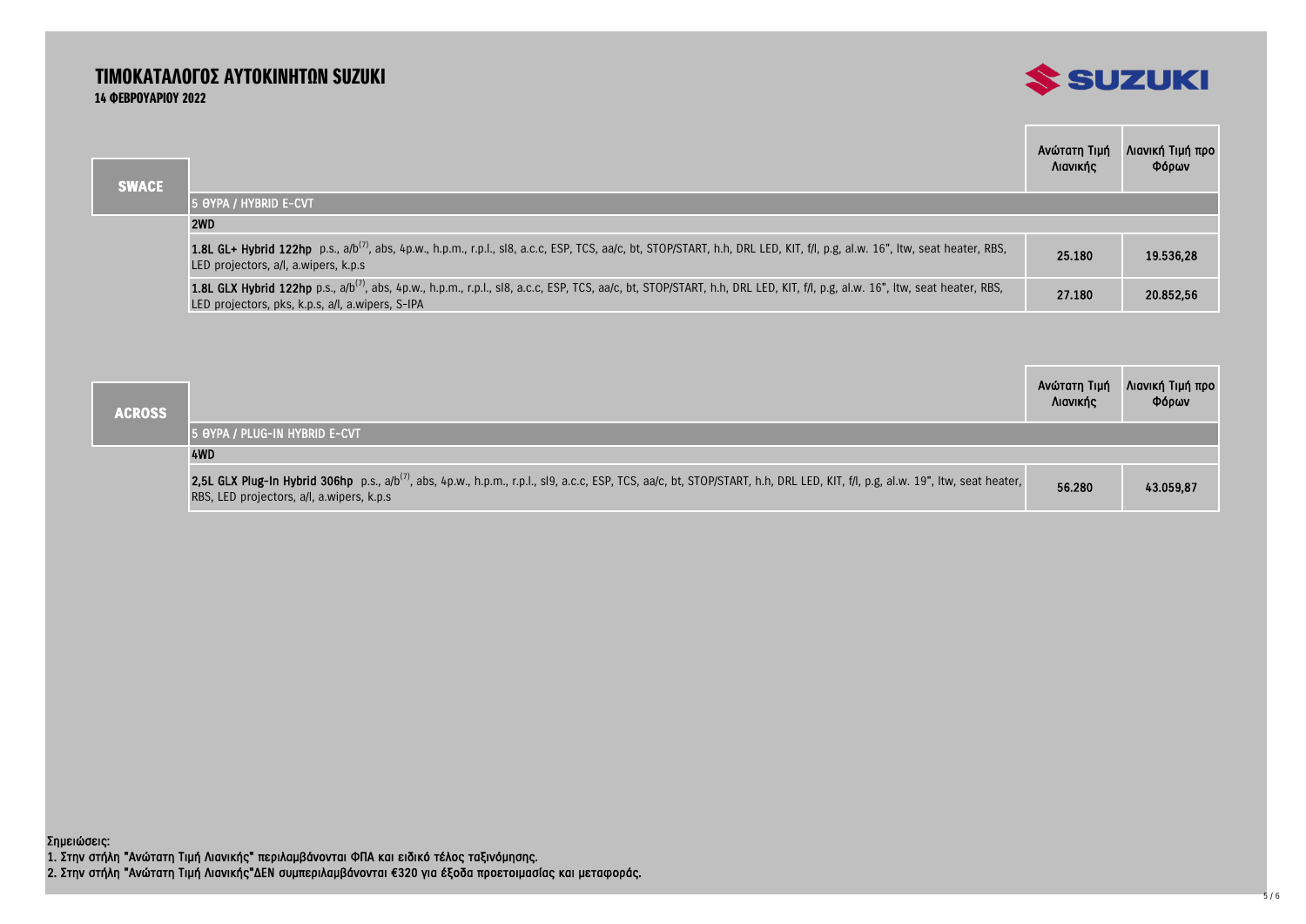# ΤΙΜΟΚΑΤΑΛΟΓΟΣ ΑΥΤΟΚΙΝΗΤΩΝ SUZUKI

**14 ΦΕΒΡΟΥΑΡΙΟΥ 2022**

## SWACE

| | Ανώτατη Τιμή Λιανικής | Λιανική Τιμή προ Φόρων |
|---|---|---|
| **5 ΘΥΡΑ / HYBRID E-CVT** | | |
| **2WD** | | |
| **1.8L GL+ Hybrid 122hp** p.s., a/b[7], abs, 4p.w., h.p.m., r.p.l., sl8, a.c.c, ESP, TCS, aa/c, bt, STOP/START, h.h, DRL LED, KIT, f/l, p.g, al.w. 16", ltw, seat heater, RBS, LED projectors, a/l, a.wipers, k.p.s | 25.180 | 19.536,28 |
| **1.8L GLX Hybrid 122hp** p.s., a/b[7], abs, 4p.w., h.p.m., r.p.l., sl8, a.c.c, ESP, TCS, aa/c, bt, STOP/START, h.h, DRL LED, KIT, f/l, p.g, al.w. 16", ltw, seat heater, RBS, LED projectors, pks, k.p.s, a/l, a.wipers, S-IPA | 27.180 | 20.852,56 |

## ACROSS

| | Ανώτατη Τιμή Λιανικής | Λιανική Τιμή προ Φόρων |
|---|---|---|
| **5 ΘΥΡΑ / PLUG-IN HYBRID E-CVT** | | |
| **4WD** | | |
| **2,5L GLX Plug-In Hybrid 306hp** p.s., a/b[7], abs, 4p.w., h.p.m., r.p.l., sl9, a.c.c, ESP, TCS, aa/c, bt, STOP/START, h.h, DRL LED, KIT, f/l, p.g, al.w. 19", ltw, seat heater, RBS, LED projectors, a/l, a.wipers, k.p.s | 56.280 | 43.059,87 |

Σημειώσεις:

1. Στην στήλη "Ανώτατη Τιμή Λιανικής" περιλαμβάνονται ΦΠΑ και ειδικό τέλος ταξινόμησης.
2. Στην στήλη "Ανώτατη Τιμή Λιανικής"ΔΕΝ συμπεριλαμβάνονται €320 για έξοδα προετοιμασίας και μεταφοράς.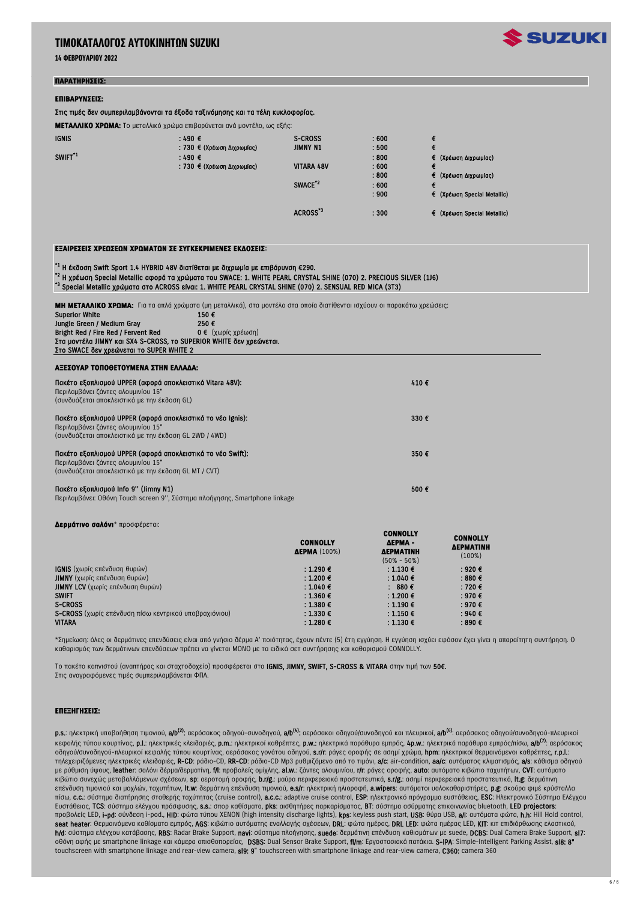# ΤΙΜΟΚΑΤΑΛΟΓΟΣ ΑΥΤΟΚΙΝΗΤΩΝ SUZUKI

**14 ΦΕΒΡΟΥΑΡΙΟΥ 2022**

## ΠΑΡΑΤΗΡΗΣΕΙΣ:

### ΕΠΙΒΑΡΥΝΣΕΙΣ:

Στις τιμές δεν συμπεριλαμβάνονται τα έξοδα ταξινόμησης και τα τέλη κυκλοφορίας.

**ΜΕΤΑΛΛΙΚΟ ΧΡΩΜΑ:** Το μεταλλικό χρώμα επιβαρύνεται ανά μοντέλο, ως εξής:

| | | | | |
|---|---|---|---|---|
| IGNIS | : 490 € | S-CROSS | : 600 | € |
| | : 730 € (Χρέωση Διχρωμίας) | JIMNY N1 | : 500 | € |
| SWIFT[*1] | : 490 € | | : 800 | € (Χρέωση Διχρωμίας) |
| | : 730 € (Χρέωση Διχρωμίας) | VITARA 48V | : 600 | € |
| | | | : 800 | € (Χρέωση Διχρωμίας) |
| | | SWACE[*2] | : 600 | € |
| | | | : 900 | € (Χρέωση Special Metallic) |
| | | ACROSS[*3] | : 300 | € (Χρέωση Special Metallic) |

### ΕΞΑΙΡΕΣΕΙΣ ΧΡΕΩΣΕΩΝ ΧΡΩΜΑΤΩΝ ΣΕ ΣΥΓΚΕΚΡΙΜΕΝΕΣ ΕΚΔΟΣΕΙΣ:

[*1] Η έκδοση Swift Sport 1.4 HYBRID 48V διατίθεται με διχρωμία με επιβάρυνση €290.
[*2] Η χρέωση Special Metallic αφορά τα χρώματα του SWACE: 1. WHITE PEARL CRYSTAL SHINE (070) 2. PRECIOUS SILVER (1J6)
[*3] Special Metallic χρώματα στο ACROSS είναι: 1. WHITE PEARL CRYSTAL SHINE (070) 2. SENSUAL RED MICA (3T3)

**ΜΗ ΜΕΤΑΛΛΙΚΟ ΧΡΩΜΑ:** Για τα απλά χρώματα (μη μεταλλικά), στα μοντέλα στα οποία διατίθενται ισχύουν οι παρακάτω χρεώσεις:

| | |
|---|---|
| Superior White | 150 € |
| Jungle Green / Medium Gray | 250 € |
| Bright Red / Fire Red / Fervent Red | 0 € (χωρίς χρέωση) |

Στα μοντέλα JIMNY και SX4 S-CROSS, το SUPERIOR WHITE δεν χρεώνεται.
Στο SWACE δεν χρεώνεται το SUPER WHITE 2

### ΑΞΕΣΟΥΑΡ ΤΟΠΟΘΕΤΟΥΜΕΝΑ ΣΤΗΝ ΕΛΛΑΔΑ:

| | |
|---|---|
| Πακέτο εξοπλισμού UPPER (αφορά αποκλειστικά Vitara 48V):<br>Περιλαμβάνει ζάντες αλουμινίου 16"<br>(συνδυάζεται αποκλειστικά με την έκδοση GL) | 410 € |
| Πακέτο εξοπλισμού UPPER (αφορά αποκλειστικά το νέο Ignis):<br>Περιλαμβάνει ζάντες αλουμινίου 15"<br>(συνδυάζεται αποκλειστικά με την έκδοση GL 2WD / 4WD) | 330 € |
| Πακέτο εξοπλισμού UPPER (αφορά αποκλειστικά το νέο Swift):<br>Περιλαμβάνει ζάντες αλουμινίου 15"<br>(συνδυάζεται αποκλειστικά με την έκδοση GL MT / CVT) | 350 € |
| Πακέτο εξοπλισμού Info 9" (Jimny N1)<br>Περιλαμβάνει: Οθόνη Touch screen 9", Σύστημα πλοήγησης, Smartphone linkage | 500 € |

**Δερμάτινο σαλόνι*** προσφέρεται:

| | CONNOLLY ΔΕΡΜΑ (100%) | CONNOLLY ΔΕΡΜΑ - ΔΕΡΜΑΤΙΝΗ (50% - 50%) | CONNOLLY ΔΕΡΜΑΤΙΝΗ (100%) |
|---|---|---|---|
| IGNIS (χωρίς επένδυση θυρών) | : 1.290 € | : 1.130 € | : 920 € |
| JIMNY (χωρίς επένδυση θυρών) | : 1.200 € | : 1.040 € | : 880 € |
| JIMNY LCV (χωρίς επένδυση θυρών) | : 1.040 € | : 880 € | : 720 € |
| SWIFT | : 1.360 € | : 1.200 € | : 970 € |
| S-CROSS | : 1.380 € | : 1.190 € | : 970 € |
| S-CROSS (χωρίς επένδυση πίσω κεντρικού υποβραχιόνιου) | : 1.330 € | : 1.150 € | : 940 € |
| VITARA | : 1.280 € | : 1.130 € | : 890 € |

*Σημείωση: όλες οι δερμάτινες επενδύσεις είναι από γνήσιο δέρμα Α' ποιότητας, έχουν πέντε (5) έτη εγγύηση. Η εγγύηση ισχύει εφόσον έχει γίνει η απαραίτητη συντήρηση. Ο καθαρισμός των δερμάτινων επενδύσεων πρέπει να γίνεται ΜΟΝΟ με τα ειδικά σετ συντήρησης και καθαρισμού CONNOLLY.

Το πακέτο καπνιστού (αναπτήρας και σταχτοδοχείο) προσφέρεται στα IGNIS, JIMNY, SWIFT, S-CROSS & VITARA στην τιμή των 50€.
Στις αναγραφόμενες τιμές συμπεριλαμβάνεται ΦΠΑ.

### ΕΠΕΞΗΓΗΣΕΙΣ:

**p.s.**: ηλεκτρική υποβοήθηση τιμονιού, **a/b(2)**: αερόσακος οδηγού-συνοδηγού, **a/b(4)**: αερόσακοι οδηγού/συνοδηγού και πλευρικοί, **a/b(6)**: αερόσακος οδηγού/συνοδηγού-πλευρικοί κεφαλής τύπου κουρτίνας, **p.l.**: ηλεκτρικές κλειδαριές, **p.m.**: ηλεκτρικοί καθρέπτες, **p.w.**: ηλεκτρικά παράθυρα εμπρός, **4p.w.**: ηλεκτρικά παράθυρα εμπρός/πίσω, **a/b(7)**: αερόσακος οδηγού/συνοδηγού-πλευρικοί κεφαλής τύπου κουρτίνας, αερόσακος γονάτου οδηγού, **s.r/r**: ράγες οροφής σε ασημί χρώμα, **hpm**: ηλεκτρικοί θερμαινόμενοι καθρέπτες, **r.p.l.**: τηλεχειριζόμενες ηλεκτρικές κλειδαριές, **R-CD**: ράδιο-CD, **RR-CD**: ράδιο-CD Mp3 ρυθμιζόμενο από το τιμόνι, **a/c**: air-condition, **aa/c**: αυτόματος κλιματισμός, **a/s**: κάθισμα οδηγού με ρύθμιση ύψους, **leather**: σαλόνι δέρμα/δερματίνη, **f/l**: προβολείς ομίχλης, **al.w.**: ζάντες αλουμινίου, **r/r**: ράγες οροφής, **auto**: αυτόματο κιβώτιο ταχυτήτων, **CVT**: αυτόματο κιβώτιο συνεχώς μεταβαλλόμενων σχέσεων, **sp**: αεροτομή οροφής, **b.r/g.**: μαύρα περιφερειακά προστατευτικά, **s.r/g.**: ασημί περιφερειακά προστατευτικά, **lt.g**: δερμάτινη επένδυση τιμονιού και μοχλών, ταχυτήτων, **lt.w**: δερμάτινη επένδυση τιμονιού, **e.s/r**: ηλεκτρική ηλιοροφή, **a.wipers**: αυτόματοι υαλοκαθαριστήρες, **p.g**: σκούρα φιμέ κρύσταλλα πίσω, **c.c.**: σύστημα διατήρησης σταθερής ταχύτητας (cruise control), **a.c.c.**: adaptive cruise control, **ESP**: ηλεκτρονικό πρόγραμμα ευστάθειας, **ESC**: Ηλεκτρονικό Σύστημα Ελέγχου Ευστάθειας, **TCS**: σύστημα ελέγχου πρόσφυσης, **s.s.**: σπορ καθίσματα, **pks**: αισθητήρες παρκαρίσματος, **BT**: σύστημα ασύρματης επικοινωνίας bluetooth, **LED projectors**: προβολείς LED, **i-pd**: σύνδεση i-pod, **HID**: φώτα τύπου XENON (high intensity discharge lights), **kps**: keyless push start, **USB**: θύρα USB, **a/l**: αυτόματα φώτα, **h.h**: Hill Hold control, **seat heater**: Θερμαινόμενα καθίσματα εμπρός, **AGS**: κιβώτιο αυτόματης εναλλαγής σχέσεων, **DRL**: φώτα ημέρας, **DRL LED**: φώτα ημέρας LED, **KIT**: κιτ επιδιόρθωσης ελαστικού, **h/d**: σύστημα ελέγχου κατάβασης, **RBS**: Radar Brake Support, **navi**: σύστημα πλοήγησης, **suede**: δερμάτινη επένδυση καθισμάτων με suede, **DCBS**: Dual Camera Brake Support, **sl7**: οθόνη αφής με smartphone linkage και κάμερα οπισθοπορείας, **DSBS**: Dual Sensor Brake Support, **fl/m**: Εργοστασιακά πατάκια. **S-IPA**: Simple-Intelligent Parking Assist, **sl8: 8"** touchscreen with smartphone linkage and rear-view camera, **sl9: 9"** touchscreen with smartphone linkage and rear-view camera, **C360:** camera 360